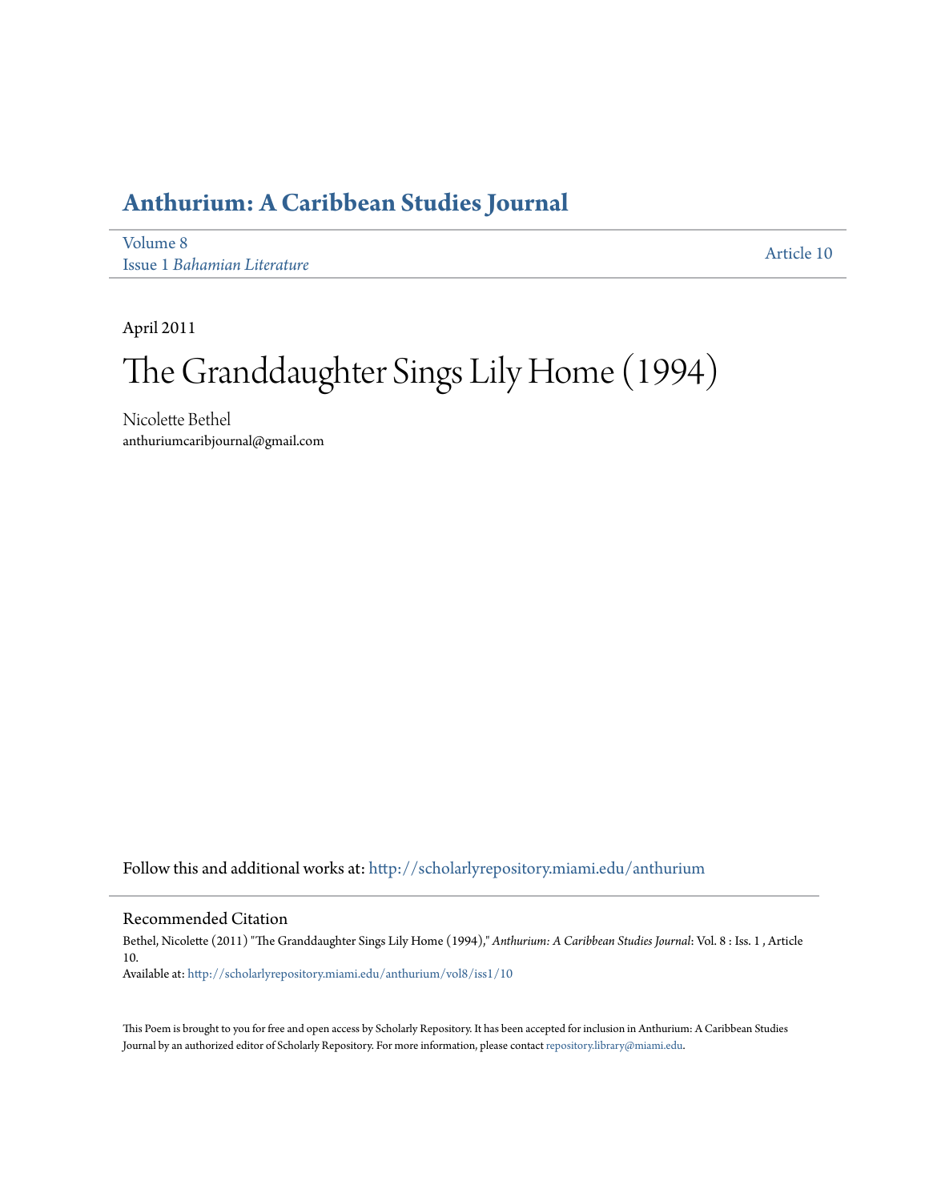# Anthurium: A Caribbean Studies Journal

Volume 8
Issue 1 *Bahamian Literature*

Article 10

April 2011

# The Granddaughter Sings Lily Home (1994)

Nicolette Bethel
anthuriumcaribjournal@gmail.com

Follow this and additional works at: http://scholarlyrepository.miami.edu/anthurium

## Recommended Citation

Bethel, Nicolette (2011) "The Granddaughter Sings Lily Home (1994)," *Anthurium: A Caribbean Studies Journal*: Vol. 8 : Iss. 1 , Article 10.
Available at: http://scholarlyrepository.miami.edu/anthurium/vol8/iss1/10

This Poem is brought to you for free and open access by Scholarly Repository. It has been accepted for inclusion in Anthurium: A Caribbean Studies Journal by an authorized editor of Scholarly Repository. For more information, please contact repository.library@miami.edu.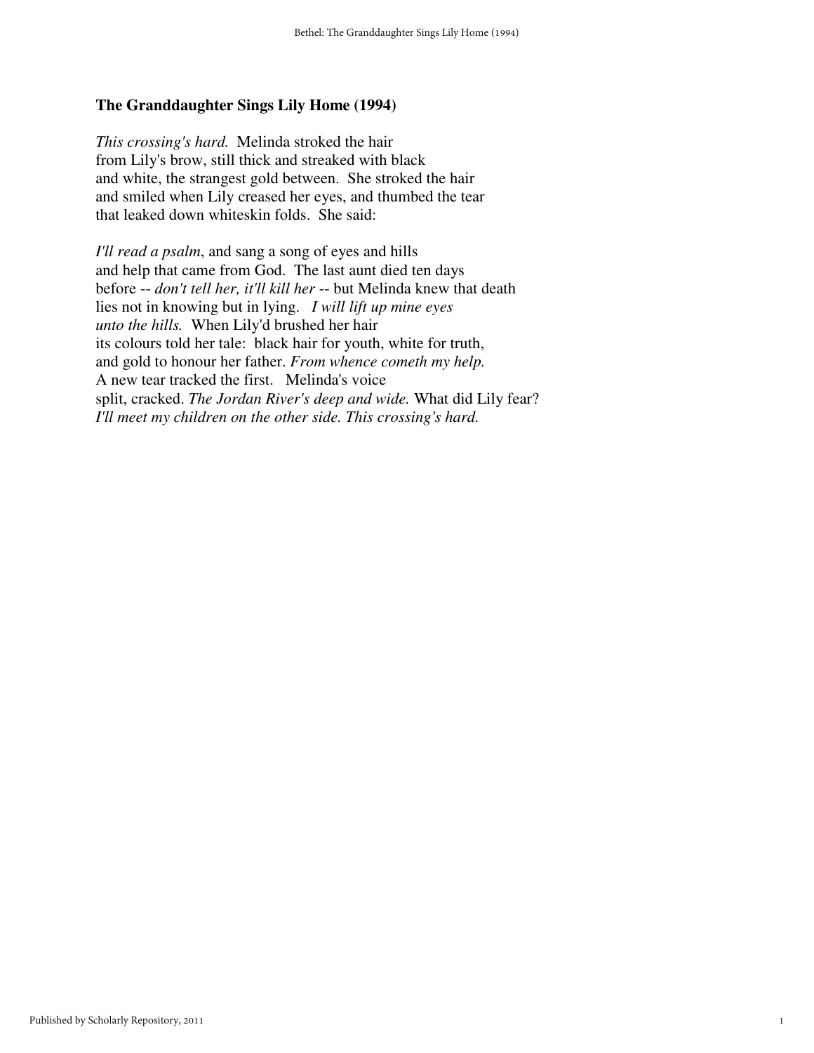### The Granddaughter Sings Lily Home (1994)

*This crossing's hard.* Melinda stroked the hair  
from Lily's brow, still thick and streaked with black  
and white, the strangest gold between. She stroked the hair  
and smiled when Lily creased her eyes, and thumbed the tear  
that leaked down whiteskin folds. She said:

*I'll read a psalm*, and sang a song of eyes and hills  
and help that came from God. The last aunt died ten days  
before -- *don't tell her, it'll kill her* -- but Melinda knew that death  
lies not in knowing but in lying. *I will lift up mine eyes*  
*unto the hills.* When Lily'd brushed her hair  
its colours told her tale: black hair for youth, white for truth,  
and gold to honour her father. *From whence cometh my help.*  
A new tear tracked the first. Melinda's voice  
split, cracked. *The Jordan River's deep and wide.* What did Lily fear?  
*I'll meet my children on the other side. This crossing's hard.*